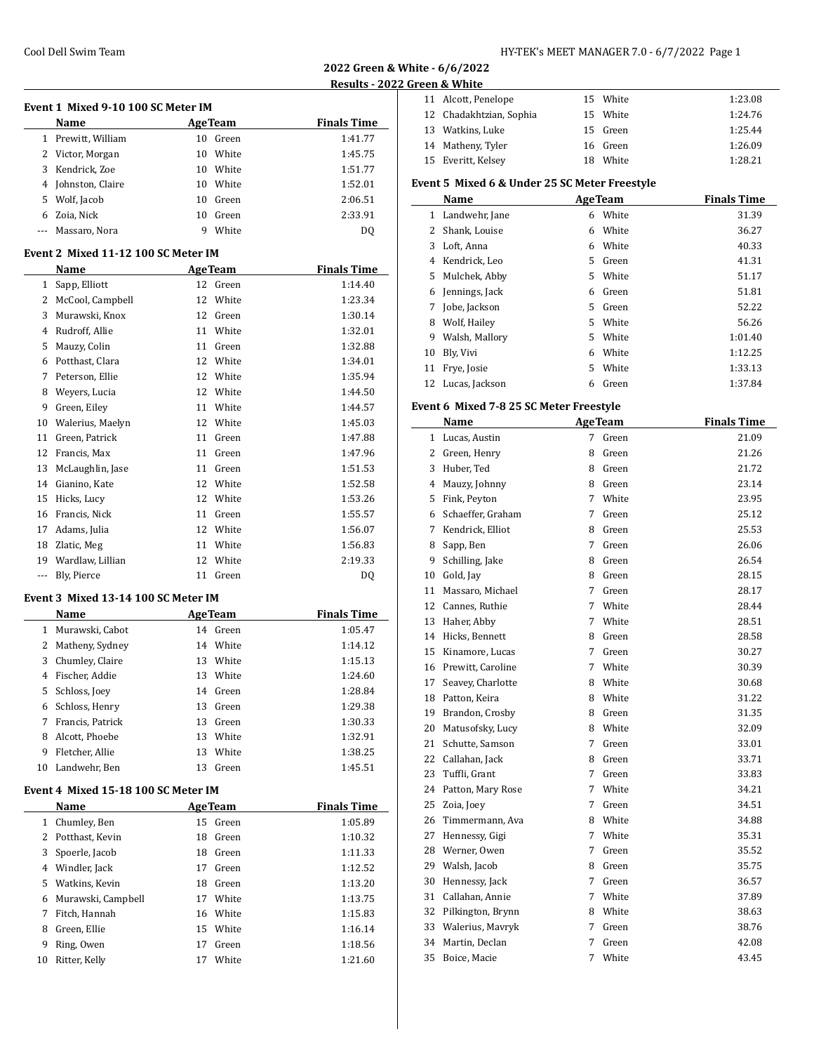## 2022 Green & White - 6/6/2022

### Results - 2022 Green & White

#### Event 1 Mixed 9-10 100 SC Meter IM

| | Name | Age | Team | Finals Time |
|---|---|---|---|---|
| 1 | Prewitt, William | 10 | Green | 1:41.77 |
| 2 | Victor, Morgan | 10 | White | 1:45.75 |
| 3 | Kendrick, Zoe | 10 | White | 1:51.77 |
| 4 | Johnston, Claire | 10 | White | 1:52.01 |
| 5 | Wolf, Jacob | 10 | Green | 2:06.51 |
| 6 | Zoia, Nick | 10 | Green | 2:33.91 |
| --- | Massaro, Nora | 9 | White | DQ |

#### Event 2 Mixed 11-12 100 SC Meter IM

| | Name | Age | Team | Finals Time |
|---|---|---|---|---|
| 1 | Sapp, Elliott | 12 | Green | 1:14.40 |
| 2 | McCool, Campbell | 12 | White | 1:23.34 |
| 3 | Murawski, Knox | 12 | Green | 1:30.14 |
| 4 | Rudroff, Allie | 11 | White | 1:32.01 |
| 5 | Mauzy, Colin | 11 | Green | 1:32.88 |
| 6 | Potthast, Clara | 12 | White | 1:34.01 |
| 7 | Peterson, Ellie | 12 | White | 1:35.94 |
| 8 | Weyers, Lucia | 12 | White | 1:44.50 |
| 9 | Green, Eiley | 11 | White | 1:44.57 |
| 10 | Walerius, Maelyn | 12 | White | 1:45.03 |
| 11 | Green, Patrick | 11 | Green | 1:47.88 |
| 12 | Francis, Max | 11 | Green | 1:47.96 |
| 13 | McLaughlin, Jase | 11 | Green | 1:51.53 |
| 14 | Gianino, Kate | 12 | White | 1:52.58 |
| 15 | Hicks, Lucy | 12 | White | 1:53.26 |
| 16 | Francis, Nick | 11 | Green | 1:55.57 |
| 17 | Adams, Julia | 12 | White | 1:56.07 |
| 18 | Zlatic, Meg | 11 | White | 1:56.83 |
| 19 | Wardlaw, Lillian | 12 | White | 2:19.33 |
| --- | Bly, Pierce | 11 | Green | DQ |

#### Event 3 Mixed 13-14 100 SC Meter IM

| | Name | Age | Team | Finals Time |
|---|---|---|---|---|
| 1 | Murawski, Cabot | 14 | Green | 1:05.47 |
| 2 | Matheny, Sydney | 14 | White | 1:14.12 |
| 3 | Chumley, Claire | 13 | White | 1:15.13 |
| 4 | Fischer, Addie | 13 | White | 1:24.60 |
| 5 | Schloss, Joey | 14 | Green | 1:28.84 |
| 6 | Schloss, Henry | 13 | Green | 1:29.38 |
| 7 | Francis, Patrick | 13 | Green | 1:30.33 |
| 8 | Alcott, Phoebe | 13 | White | 1:32.91 |
| 9 | Fletcher, Allie | 13 | White | 1:38.25 |
| 10 | Landwehr, Ben | 13 | Green | 1:45.51 |

#### Event 4 Mixed 15-18 100 SC Meter IM

| | Name | Age | Team | Finals Time |
|---|---|---|---|---|
| 1 | Chumley, Ben | 15 | Green | 1:05.89 |
| 2 | Potthast, Kevin | 18 | Green | 1:10.32 |
| 3 | Spoerle, Jacob | 18 | Green | 1:11.33 |
| 4 | Windler, Jack | 17 | Green | 1:12.52 |
| 5 | Watkins, Kevin | 18 | Green | 1:13.20 |
| 6 | Murawski, Campbell | 17 | White | 1:13.75 |
| 7 | Fitch, Hannah | 16 | White | 1:15.83 |
| 8 | Green, Ellie | 15 | White | 1:16.14 |
| 9 | Ring, Owen | 17 | Green | 1:18.56 |
| 10 | Ritter, Kelly | 17 | White | 1:21.60 |
| 11 | Alcott, Penelope | 15 | White | 1:23.08 |
| 12 | Chadakhtzian, Sophia | 15 | White | 1:24.76 |
| 13 | Watkins, Luke | 15 | Green | 1:25.44 |
| 14 | Matheny, Tyler | 16 | Green | 1:26.09 |
| 15 | Everitt, Kelsey | 18 | White | 1:28.21 |

#### Event 5 Mixed 6 & Under 25 SC Meter Freestyle

| | Name | Age | Team | Finals Time |
|---|---|---|---|---|
| 1 | Landwehr, Jane | 6 | White | 31.39 |
| 2 | Shank, Louise | 6 | White | 36.27 |
| 3 | Loft, Anna | 6 | White | 40.33 |
| 4 | Kendrick, Leo | 5 | Green | 41.31 |
| 5 | Mulchek, Abby | 5 | White | 51.17 |
| 6 | Jennings, Jack | 6 | Green | 51.81 |
| 7 | Jobe, Jackson | 5 | Green | 52.22 |
| 8 | Wolf, Hailey | 5 | White | 56.26 |
| 9 | Walsh, Mallory | 5 | White | 1:01.40 |
| 10 | Bly, Vivi | 6 | White | 1:12.25 |
| 11 | Frye, Josie | 5 | White | 1:33.13 |
| 12 | Lucas, Jackson | 6 | Green | 1:37.84 |

#### Event 6 Mixed 7-8 25 SC Meter Freestyle

| | Name | Age | Team | Finals Time |
|---|---|---|---|---|
| 1 | Lucas, Austin | 7 | Green | 21.09 |
| 2 | Green, Henry | 8 | Green | 21.26 |
| 3 | Huber, Ted | 8 | Green | 21.72 |
| 4 | Mauzy, Johnny | 8 | Green | 23.14 |
| 5 | Fink, Peyton | 7 | White | 23.95 |
| 6 | Schaeffer, Graham | 7 | Green | 25.12 |
| 7 | Kendrick, Elliot | 8 | Green | 25.53 |
| 8 | Sapp, Ben | 7 | Green | 26.06 |
| 9 | Schilling, Jake | 8 | Green | 26.54 |
| 10 | Gold, Jay | 8 | Green | 28.15 |
| 11 | Massaro, Michael | 7 | Green | 28.17 |
| 12 | Cannes, Ruthie | 7 | White | 28.44 |
| 13 | Haher, Abby | 7 | White | 28.51 |
| 14 | Hicks, Bennett | 8 | Green | 28.58 |
| 15 | Kinamore, Lucas | 7 | Green | 30.27 |
| 16 | Prewitt, Caroline | 7 | White | 30.39 |
| 17 | Seavey, Charlotte | 8 | White | 30.68 |
| 18 | Patton, Keira | 8 | White | 31.22 |
| 19 | Brandon, Crosby | 8 | Green | 31.35 |
| 20 | Matusofsky, Lucy | 8 | White | 32.09 |
| 21 | Schutte, Samson | 7 | Green | 33.01 |
| 22 | Callahan, Jack | 8 | Green | 33.71 |
| 23 | Tuffli, Grant | 7 | Green | 33.83 |
| 24 | Patton, Mary Rose | 7 | White | 34.21 |
| 25 | Zoia, Joey | 7 | Green | 34.51 |
| 26 | Timmermann, Ava | 8 | White | 34.88 |
| 27 | Hennessy, Gigi | 7 | White | 35.31 |
| 28 | Werner, Owen | 7 | Green | 35.52 |
| 29 | Walsh, Jacob | 8 | Green | 35.75 |
| 30 | Hennessy, Jack | 7 | Green | 36.57 |
| 31 | Callahan, Annie | 7 | White | 37.89 |
| 32 | Pilkington, Brynn | 8 | White | 38.63 |
| 33 | Walerius, Mavryk | 7 | Green | 38.76 |
| 34 | Martin, Declan | 7 | Green | 42.08 |
| 35 | Boice, Macie | 7 | White | 43.45 |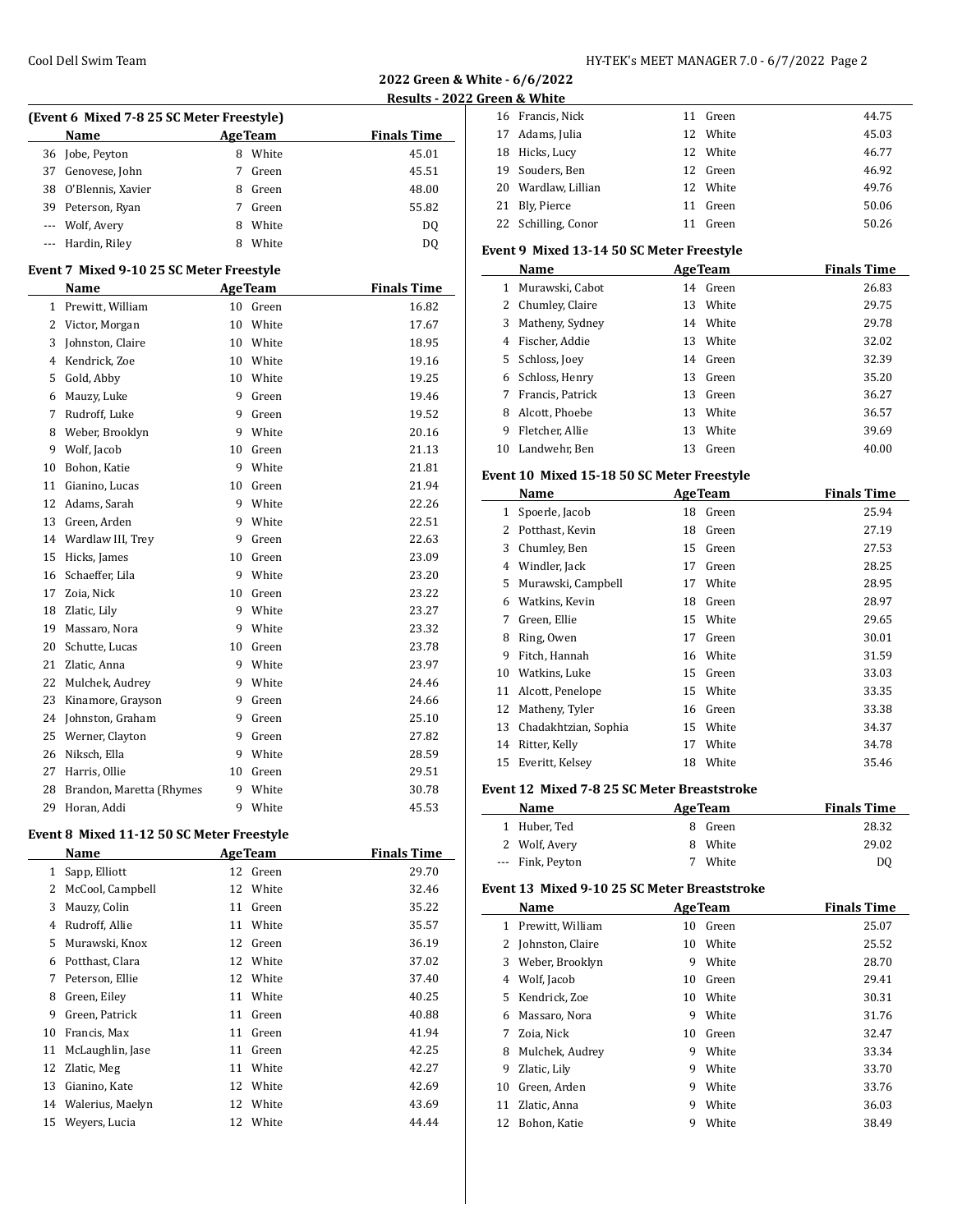## 2022 Green & White - 6/6/2022

### Results - 2022 Green & White

**(Event 6 Mixed 7-8 25 SC Meter Freestyle)**

| | Name | Age | Team | Finals Time |
|---|---|---|---|---|
| 36 | Jobe, Peyton | 8 | White | 45.01 |
| 37 | Genovese, John | 7 | Green | 45.51 |
| 38 | O'Blennis, Xavier | 8 | Green | 48.00 |
| 39 | Peterson, Ryan | 7 | Green | 55.82 |
| --- | Wolf, Avery | 8 | White | DQ |
| --- | Hardin, Riley | 8 | White | DQ |

**Event 7 Mixed 9-10 25 SC Meter Freestyle**

| | Name | Age | Team | Finals Time |
|---|---|---|---|---|
| 1 | Prewitt, William | 10 | Green | 16.82 |
| 2 | Victor, Morgan | 10 | White | 17.67 |
| 3 | Johnston, Claire | 10 | White | 18.95 |
| 4 | Kendrick, Zoe | 10 | White | 19.16 |
| 5 | Gold, Abby | 10 | White | 19.25 |
| 6 | Mauzy, Luke | 9 | Green | 19.46 |
| 7 | Rudroff, Luke | 9 | Green | 19.52 |
| 8 | Weber, Brooklyn | 9 | White | 20.16 |
| 9 | Wolf, Jacob | 10 | Green | 21.13 |
| 10 | Bohon, Katie | 9 | White | 21.81 |
| 11 | Gianino, Lucas | 10 | Green | 21.94 |
| 12 | Adams, Sarah | 9 | White | 22.26 |
| 13 | Green, Arden | 9 | White | 22.51 |
| 14 | Wardlaw III, Trey | 9 | Green | 22.63 |
| 15 | Hicks, James | 10 | Green | 23.09 |
| 16 | Schaeffer, Lila | 9 | White | 23.20 |
| 17 | Zoia, Nick | 10 | Green | 23.22 |
| 18 | Zlatic, Lily | 9 | White | 23.27 |
| 19 | Massaro, Nora | 9 | White | 23.32 |
| 20 | Schutte, Lucas | 10 | Green | 23.78 |
| 21 | Zlatic, Anna | 9 | White | 23.97 |
| 22 | Mulchek, Audrey | 9 | White | 24.46 |
| 23 | Kinamore, Grayson | 9 | Green | 24.66 |
| 24 | Johnston, Graham | 9 | Green | 25.10 |
| 25 | Werner, Clayton | 9 | Green | 27.82 |
| 26 | Niksch, Ella | 9 | White | 28.59 |
| 27 | Harris, Ollie | 10 | Green | 29.51 |
| 28 | Brandon, Maretta (Rhymes | 9 | White | 30.78 |
| 29 | Horan, Addi | 9 | White | 45.53 |

**Event 8 Mixed 11-12 50 SC Meter Freestyle**

| | Name | Age | Team | Finals Time |
|---|---|---|---|---|
| 1 | Sapp, Elliott | 12 | Green | 29.70 |
| 2 | McCool, Campbell | 12 | White | 32.46 |
| 3 | Mauzy, Colin | 11 | Green | 35.22 |
| 4 | Rudroff, Allie | 11 | White | 35.57 |
| 5 | Murawski, Knox | 12 | Green | 36.19 |
| 6 | Potthast, Clara | 12 | White | 37.02 |
| 7 | Peterson, Ellie | 12 | White | 37.40 |
| 8 | Green, Eiley | 11 | White | 40.25 |
| 9 | Green, Patrick | 11 | Green | 40.88 |
| 10 | Francis, Max | 11 | Green | 41.94 |
| 11 | McLaughlin, Jase | 11 | Green | 42.25 |
| 12 | Zlatic, Meg | 11 | White | 42.27 |
| 13 | Gianino, Kate | 12 | White | 42.69 |
| 14 | Walerius, Maelyn | 12 | White | 43.69 |
| 15 | Weyers, Lucia | 12 | White | 44.44 |
| 16 | Francis, Nick | 11 | Green | 44.75 |
| 17 | Adams, Julia | 12 | White | 45.03 |
| 18 | Hicks, Lucy | 12 | White | 46.77 |
| 19 | Souders, Ben | 12 | Green | 46.92 |
| 20 | Wardlaw, Lillian | 12 | White | 49.76 |
| 21 | Bly, Pierce | 11 | Green | 50.06 |
| 22 | Schilling, Conor | 11 | Green | 50.26 |

**Event 9 Mixed 13-14 50 SC Meter Freestyle**

| | Name | Age | Team | Finals Time |
|---|---|---|---|---|
| 1 | Murawski, Cabot | 14 | Green | 26.83 |
| 2 | Chumley, Claire | 13 | White | 29.75 |
| 3 | Matheny, Sydney | 14 | White | 29.78 |
| 4 | Fischer, Addie | 13 | White | 32.02 |
| 5 | Schloss, Joey | 14 | Green | 32.39 |
| 6 | Schloss, Henry | 13 | Green | 35.20 |
| 7 | Francis, Patrick | 13 | Green | 36.27 |
| 8 | Alcott, Phoebe | 13 | White | 36.57 |
| 9 | Fletcher, Allie | 13 | White | 39.69 |
| 10 | Landwehr, Ben | 13 | Green | 40.00 |

**Event 10 Mixed 15-18 50 SC Meter Freestyle**

| | Name | Age | Team | Finals Time |
|---|---|---|---|---|
| 1 | Spoerle, Jacob | 18 | Green | 25.94 |
| 2 | Potthast, Kevin | 18 | Green | 27.19 |
| 3 | Chumley, Ben | 15 | Green | 27.53 |
| 4 | Windler, Jack | 17 | Green | 28.25 |
| 5 | Murawski, Campbell | 17 | White | 28.95 |
| 6 | Watkins, Kevin | 18 | Green | 28.97 |
| 7 | Green, Ellie | 15 | White | 29.65 |
| 8 | Ring, Owen | 17 | Green | 30.01 |
| 9 | Fitch, Hannah | 16 | White | 31.59 |
| 10 | Watkins, Luke | 15 | Green | 33.03 |
| 11 | Alcott, Penelope | 15 | White | 33.35 |
| 12 | Matheny, Tyler | 16 | Green | 33.38 |
| 13 | Chadakhtzian, Sophia | 15 | White | 34.37 |
| 14 | Ritter, Kelly | 17 | White | 34.78 |
| 15 | Everitt, Kelsey | 18 | White | 35.46 |

**Event 12 Mixed 7-8 25 SC Meter Breaststroke**

| | Name | Age | Team | Finals Time |
|---|---|---|---|---|
| 1 | Huber, Ted | 8 | Green | 28.32 |
| 2 | Wolf, Avery | 8 | White | 29.02 |
| --- | Fink, Peyton | 7 | White | DQ |

**Event 13 Mixed 9-10 25 SC Meter Breaststroke**

| | Name | Age | Team | Finals Time |
|---|---|---|---|---|
| 1 | Prewitt, William | 10 | Green | 25.07 |
| 2 | Johnston, Claire | 10 | White | 25.52 |
| 3 | Weber, Brooklyn | 9 | White | 28.70 |
| 4 | Wolf, Jacob | 10 | Green | 29.41 |
| 5 | Kendrick, Zoe | 10 | White | 30.31 |
| 6 | Massaro, Nora | 9 | White | 31.76 |
| 7 | Zoia, Nick | 10 | Green | 32.47 |
| 8 | Mulchek, Audrey | 9 | White | 33.34 |
| 9 | Zlatic, Lily | 9 | White | 33.70 |
| 10 | Green, Arden | 9 | White | 33.76 |
| 11 | Zlatic, Anna | 9 | White | 36.03 |
| 12 | Bohon, Katie | 9 | White | 38.49 |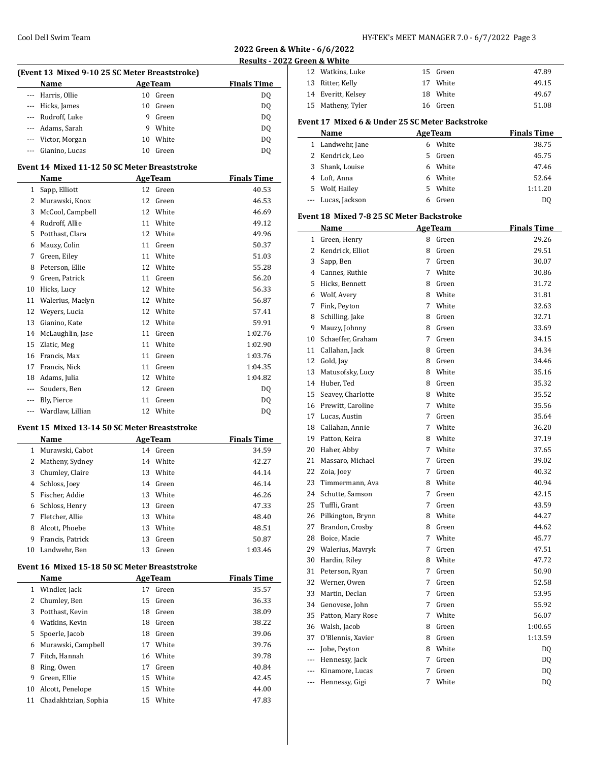## 2022 Green & White - 6/6/2022

### Results - 2022 Green & White

**(Event 13 Mixed 9-10 25 SC Meter Breaststroke)**

| | Name | Age | Team | Finals Time |
|---|---|---|---|---|
| --- | Harris, Ollie | 10 | Green | DQ |
| --- | Hicks, James | 10 | Green | DQ |
| --- | Rudroff, Luke | 9 | Green | DQ |
| --- | Adams, Sarah | 9 | White | DQ |
| --- | Victor, Morgan | 10 | White | DQ |
| --- | Gianino, Lucas | 10 | Green | DQ |

**Event 14 Mixed 11-12 50 SC Meter Breaststroke**

| | Name | Age | Team | Finals Time |
|---|---|---|---|---|
| 1 | Sapp, Elliott | 12 | Green | 40.53 |
| 2 | Murawski, Knox | 12 | Green | 46.53 |
| 3 | McCool, Campbell | 12 | White | 46.69 |
| 4 | Rudroff, Allie | 11 | White | 49.12 |
| 5 | Potthast, Clara | 12 | White | 49.96 |
| 6 | Mauzy, Colin | 11 | Green | 50.37 |
| 7 | Green, Eiley | 11 | White | 51.03 |
| 8 | Peterson, Ellie | 12 | White | 55.28 |
| 9 | Green, Patrick | 11 | Green | 56.20 |
| 10 | Hicks, Lucy | 12 | White | 56.33 |
| 11 | Walerius, Maelyn | 12 | White | 56.87 |
| 12 | Weyers, Lucia | 12 | White | 57.41 |
| 13 | Gianino, Kate | 12 | White | 59.91 |
| 14 | McLaughlin, Jase | 11 | Green | 1:02.76 |
| 15 | Zlatic, Meg | 11 | White | 1:02.90 |
| 16 | Francis, Max | 11 | Green | 1:03.76 |
| 17 | Francis, Nick | 11 | Green | 1:04.35 |
| 18 | Adams, Julia | 12 | White | 1:04.82 |
| --- | Souders, Ben | 12 | Green | DQ |
| --- | Bly, Pierce | 11 | Green | DQ |
| --- | Wardlaw, Lillian | 12 | White | DQ |

**Event 15 Mixed 13-14 50 SC Meter Breaststroke**

| | Name | Age | Team | Finals Time |
|---|---|---|---|---|
| 1 | Murawski, Cabot | 14 | Green | 34.59 |
| 2 | Matheny, Sydney | 14 | White | 42.27 |
| 3 | Chumley, Claire | 13 | White | 44.14 |
| 4 | Schloss, Joey | 14 | Green | 46.14 |
| 5 | Fischer, Addie | 13 | White | 46.26 |
| 6 | Schloss, Henry | 13 | Green | 47.33 |
| 7 | Fletcher, Allie | 13 | White | 48.40 |
| 8 | Alcott, Phoebe | 13 | White | 48.51 |
| 9 | Francis, Patrick | 13 | Green | 50.87 |
| 10 | Landwehr, Ben | 13 | Green | 1:03.46 |

**Event 16 Mixed 15-18 50 SC Meter Breaststroke**

| | Name | Age | Team | Finals Time |
|---|---|---|---|---|
| 1 | Windler, Jack | 17 | Green | 35.57 |
| 2 | Chumley, Ben | 15 | Green | 36.33 |
| 3 | Potthast, Kevin | 18 | Green | 38.09 |
| 4 | Watkins, Kevin | 18 | Green | 38.22 |
| 5 | Spoerle, Jacob | 18 | Green | 39.06 |
| 6 | Murawski, Campbell | 17 | White | 39.76 |
| 7 | Fitch, Hannah | 16 | White | 39.78 |
| 8 | Ring, Owen | 17 | Green | 40.84 |
| 9 | Green, Ellie | 15 | White | 42.45 |
| 10 | Alcott, Penelope | 15 | White | 44.00 |
| 11 | Chadakhtzian, Sophia | 15 | White | 47.83 |
| 12 | Watkins, Luke | 15 | Green | 47.89 |
| 13 | Ritter, Kelly | 17 | White | 49.15 |
| 14 | Everitt, Kelsey | 18 | White | 49.67 |
| 15 | Matheny, Tyler | 16 | Green | 51.08 |

**Event 17 Mixed 6 & Under 25 SC Meter Backstroke**

| | Name | Age | Team | Finals Time |
|---|---|---|---|---|
| 1 | Landwehr, Jane | 6 | White | 38.75 |
| 2 | Kendrick, Leo | 5 | Green | 45.75 |
| 3 | Shank, Louise | 6 | White | 47.46 |
| 4 | Loft, Anna | 6 | White | 52.64 |
| 5 | Wolf, Hailey | 5 | White | 1:11.20 |
| --- | Lucas, Jackson | 6 | Green | DQ |

**Event 18 Mixed 7-8 25 SC Meter Backstroke**

| | Name | Age | Team | Finals Time |
|---|---|---|---|---|
| 1 | Green, Henry | 8 | Green | 29.26 |
| 2 | Kendrick, Elliot | 8 | Green | 29.51 |
| 3 | Sapp, Ben | 7 | Green | 30.07 |
| 4 | Cannes, Ruthie | 7 | White | 30.86 |
| 5 | Hicks, Bennett | 8 | Green | 31.72 |
| 6 | Wolf, Avery | 8 | White | 31.81 |
| 7 | Fink, Peyton | 7 | White | 32.63 |
| 8 | Schilling, Jake | 8 | Green | 32.71 |
| 9 | Mauzy, Johnny | 8 | Green | 33.69 |
| 10 | Schaeffer, Graham | 7 | Green | 34.15 |
| 11 | Callahan, Jack | 8 | Green | 34.34 |
| 12 | Gold, Jay | 8 | Green | 34.46 |
| 13 | Matusofsky, Lucy | 8 | White | 35.16 |
| 14 | Huber, Ted | 8 | Green | 35.32 |
| 15 | Seavey, Charlotte | 8 | White | 35.52 |
| 16 | Prewitt, Caroline | 7 | White | 35.56 |
| 17 | Lucas, Austin | 7 | Green | 35.64 |
| 18 | Callahan, Annie | 7 | White | 36.20 |
| 19 | Patton, Keira | 8 | White | 37.19 |
| 20 | Haher, Abby | 7 | White | 37.65 |
| 21 | Massaro, Michael | 7 | Green | 39.02 |
| 22 | Zoia, Joey | 7 | Green | 40.32 |
| 23 | Timmermann, Ava | 8 | White | 40.94 |
| 24 | Schutte, Samson | 7 | Green | 42.15 |
| 25 | Tuffli, Grant | 7 | Green | 43.59 |
| 26 | Pilkington, Brynn | 8 | White | 44.27 |
| 27 | Brandon, Crosby | 8 | Green | 44.62 |
| 28 | Boice, Macie | 7 | White | 45.77 |
| 29 | Walerius, Mavryk | 7 | Green | 47.51 |
| 30 | Hardin, Riley | 8 | White | 47.72 |
| 31 | Peterson, Ryan | 7 | Green | 50.90 |
| 32 | Werner, Owen | 7 | Green | 52.58 |
| 33 | Martin, Declan | 7 | Green | 53.95 |
| 34 | Genovese, John | 7 | Green | 55.92 |
| 35 | Patton, Mary Rose | 7 | White | 56.07 |
| 36 | Walsh, Jacob | 8 | Green | 1:00.65 |
| 37 | O'Blennis, Xavier | 8 | Green | 1:13.59 |
| --- | Jobe, Peyton | 8 | White | DQ |
| --- | Hennessy, Jack | 7 | Green | DQ |
| --- | Kinamore, Lucas | 7 | Green | DQ |
| --- | Hennessy, Gigi | 7 | White | DQ |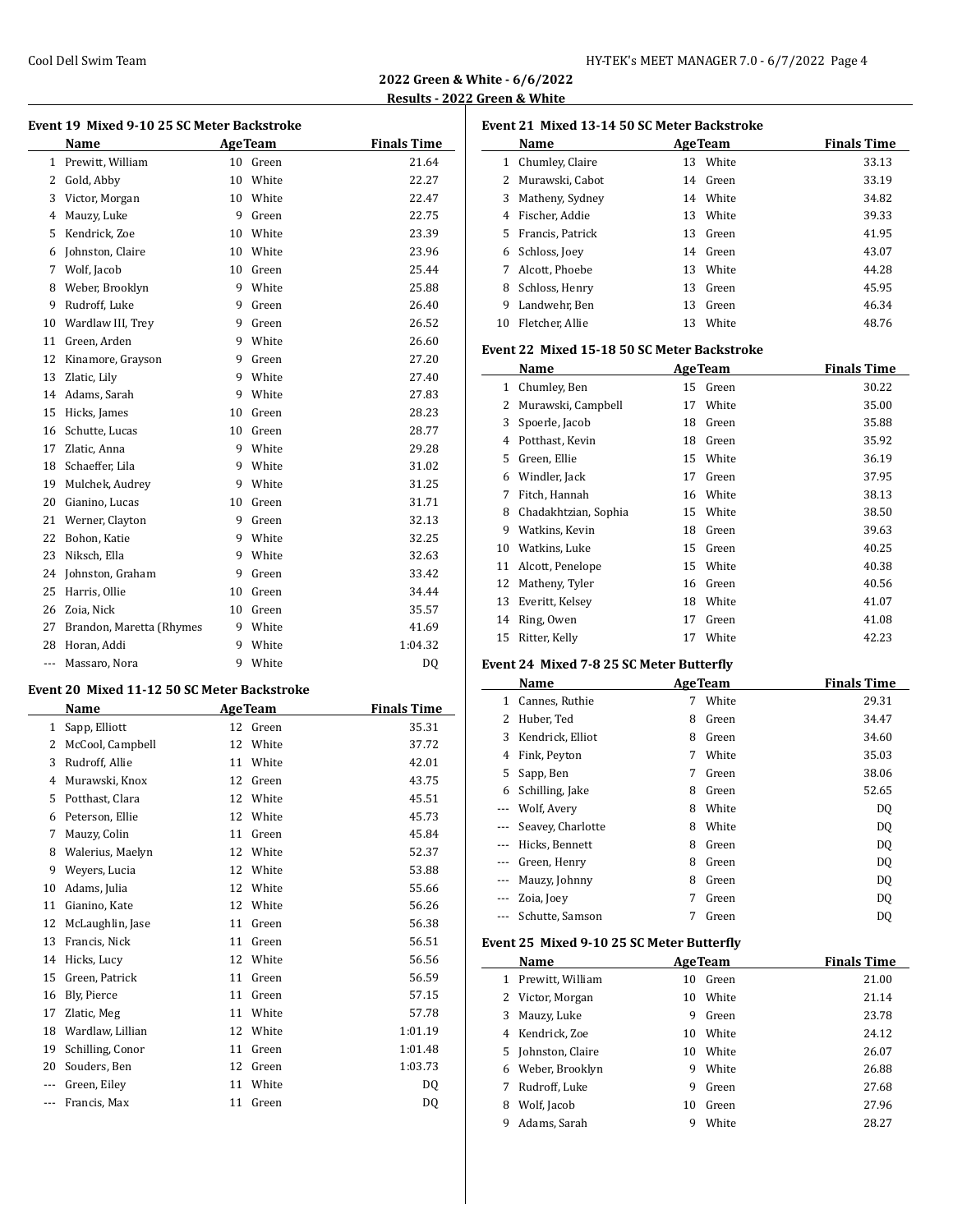## 2022 Green & White - 6/6/2022

### Results - 2022 Green & White

#### Event 19 Mixed 9-10 25 SC Meter Backstroke

| | Name | Age | Team | Finals Time |
|---|---|---|---|---|
| 1 | Prewitt, William | 10 | Green | 21.64 |
| 2 | Gold, Abby | 10 | White | 22.27 |
| 3 | Victor, Morgan | 10 | White | 22.47 |
| 4 | Mauzy, Luke | 9 | Green | 22.75 |
| 5 | Kendrick, Zoe | 10 | White | 23.39 |
| 6 | Johnston, Claire | 10 | White | 23.96 |
| 7 | Wolf, Jacob | 10 | Green | 25.44 |
| 8 | Weber, Brooklyn | 9 | White | 25.88 |
| 9 | Rudroff, Luke | 9 | Green | 26.40 |
| 10 | Wardlaw III, Trey | 9 | Green | 26.52 |
| 11 | Green, Arden | 9 | White | 26.60 |
| 12 | Kinamore, Grayson | 9 | Green | 27.20 |
| 13 | Zlatic, Lily | 9 | White | 27.40 |
| 14 | Adams, Sarah | 9 | White | 27.83 |
| 15 | Hicks, James | 10 | Green | 28.23 |
| 16 | Schutte, Lucas | 10 | Green | 28.77 |
| 17 | Zlatic, Anna | 9 | White | 29.28 |
| 18 | Schaeffer, Lila | 9 | White | 31.02 |
| 19 | Mulchek, Audrey | 9 | White | 31.25 |
| 20 | Gianino, Lucas | 10 | Green | 31.71 |
| 21 | Werner, Clayton | 9 | Green | 32.13 |
| 22 | Bohon, Katie | 9 | White | 32.25 |
| 23 | Niksch, Ella | 9 | White | 32.63 |
| 24 | Johnston, Graham | 9 | Green | 33.42 |
| 25 | Harris, Ollie | 10 | Green | 34.44 |
| 26 | Zoia, Nick | 10 | Green | 35.57 |
| 27 | Brandon, Maretta (Rhymes | 9 | White | 41.69 |
| 28 | Horan, Addi | 9 | White | 1:04.32 |
| --- | Massaro, Nora | 9 | White | DQ |

#### Event 20 Mixed 11-12 50 SC Meter Backstroke

| | Name | Age | Team | Finals Time |
|---|---|---|---|---|
| 1 | Sapp, Elliott | 12 | Green | 35.31 |
| 2 | McCool, Campbell | 12 | White | 37.72 |
| 3 | Rudroff, Allie | 11 | White | 42.01 |
| 4 | Murawski, Knox | 12 | Green | 43.75 |
| 5 | Potthast, Clara | 12 | White | 45.51 |
| 6 | Peterson, Ellie | 12 | White | 45.73 |
| 7 | Mauzy, Colin | 11 | Green | 45.84 |
| 8 | Walerius, Maelyn | 12 | White | 52.37 |
| 9 | Weyers, Lucia | 12 | White | 53.88 |
| 10 | Adams, Julia | 12 | White | 55.66 |
| 11 | Gianino, Kate | 12 | White | 56.26 |
| 12 | McLaughlin, Jase | 11 | Green | 56.38 |
| 13 | Francis, Nick | 11 | Green | 56.51 |
| 14 | Hicks, Lucy | 12 | White | 56.56 |
| 15 | Green, Patrick | 11 | Green | 56.59 |
| 16 | Bly, Pierce | 11 | Green | 57.15 |
| 17 | Zlatic, Meg | 11 | White | 57.78 |
| 18 | Wardlaw, Lillian | 12 | White | 1:01.19 |
| 19 | Schilling, Conor | 11 | Green | 1:01.48 |
| 20 | Souders, Ben | 12 | Green | 1:03.73 |
| --- | Green, Eiley | 11 | White | DQ |
| --- | Francis, Max | 11 | Green | DQ |

#### Event 21 Mixed 13-14 50 SC Meter Backstroke

| | Name | Age | Team | Finals Time |
|---|---|---|---|---|
| 1 | Chumley, Claire | 13 | White | 33.13 |
| 2 | Murawski, Cabot | 14 | Green | 33.19 |
| 3 | Matheny, Sydney | 14 | White | 34.82 |
| 4 | Fischer, Addie | 13 | White | 39.33 |
| 5 | Francis, Patrick | 13 | Green | 41.95 |
| 6 | Schloss, Joey | 14 | Green | 43.07 |
| 7 | Alcott, Phoebe | 13 | White | 44.28 |
| 8 | Schloss, Henry | 13 | Green | 45.95 |
| 9 | Landwehr, Ben | 13 | Green | 46.34 |
| 10 | Fletcher, Allie | 13 | White | 48.76 |

#### Event 22 Mixed 15-18 50 SC Meter Backstroke

| | Name | Age | Team | Finals Time |
|---|---|---|---|---|
| 1 | Chumley, Ben | 15 | Green | 30.22 |
| 2 | Murawski, Campbell | 17 | White | 35.00 |
| 3 | Spoerle, Jacob | 18 | Green | 35.88 |
| 4 | Potthast, Kevin | 18 | Green | 35.92 |
| 5 | Green, Ellie | 15 | White | 36.19 |
| 6 | Windler, Jack | 17 | Green | 37.95 |
| 7 | Fitch, Hannah | 16 | White | 38.13 |
| 8 | Chadakhtzian, Sophia | 15 | White | 38.50 |
| 9 | Watkins, Kevin | 18 | Green | 39.63 |
| 10 | Watkins, Luke | 15 | Green | 40.25 |
| 11 | Alcott, Penelope | 15 | White | 40.38 |
| 12 | Matheny, Tyler | 16 | Green | 40.56 |
| 13 | Everitt, Kelsey | 18 | White | 41.07 |
| 14 | Ring, Owen | 17 | Green | 41.08 |
| 15 | Ritter, Kelly | 17 | White | 42.23 |

#### Event 24 Mixed 7-8 25 SC Meter Butterfly

| | Name | Age | Team | Finals Time |
|---|---|---|---|---|
| 1 | Cannes, Ruthie | 7 | White | 29.31 |
| 2 | Huber, Ted | 8 | Green | 34.47 |
| 3 | Kendrick, Elliot | 8 | Green | 34.60 |
| 4 | Fink, Peyton | 7 | White | 35.03 |
| 5 | Sapp, Ben | 7 | Green | 38.06 |
| 6 | Schilling, Jake | 8 | Green | 52.65 |
| --- | Wolf, Avery | 8 | White | DQ |
| --- | Seavey, Charlotte | 8 | White | DQ |
| --- | Hicks, Bennett | 8 | Green | DQ |
| --- | Green, Henry | 8 | Green | DQ |
| --- | Mauzy, Johnny | 8 | Green | DQ |
| --- | Zoia, Joey | 7 | Green | DQ |
| --- | Schutte, Samson | 7 | Green | DQ |

#### Event 25 Mixed 9-10 25 SC Meter Butterfly

| | Name | Age | Team | Finals Time |
|---|---|---|---|---|
| 1 | Prewitt, William | 10 | Green | 21.00 |
| 2 | Victor, Morgan | 10 | White | 21.14 |
| 3 | Mauzy, Luke | 9 | Green | 23.78 |
| 4 | Kendrick, Zoe | 10 | White | 24.12 |
| 5 | Johnston, Claire | 10 | White | 26.07 |
| 6 | Weber, Brooklyn | 9 | White | 26.88 |
| 7 | Rudroff, Luke | 9 | Green | 27.68 |
| 8 | Wolf, Jacob | 10 | Green | 27.96 |
| 9 | Adams, Sarah | 9 | White | 28.27 |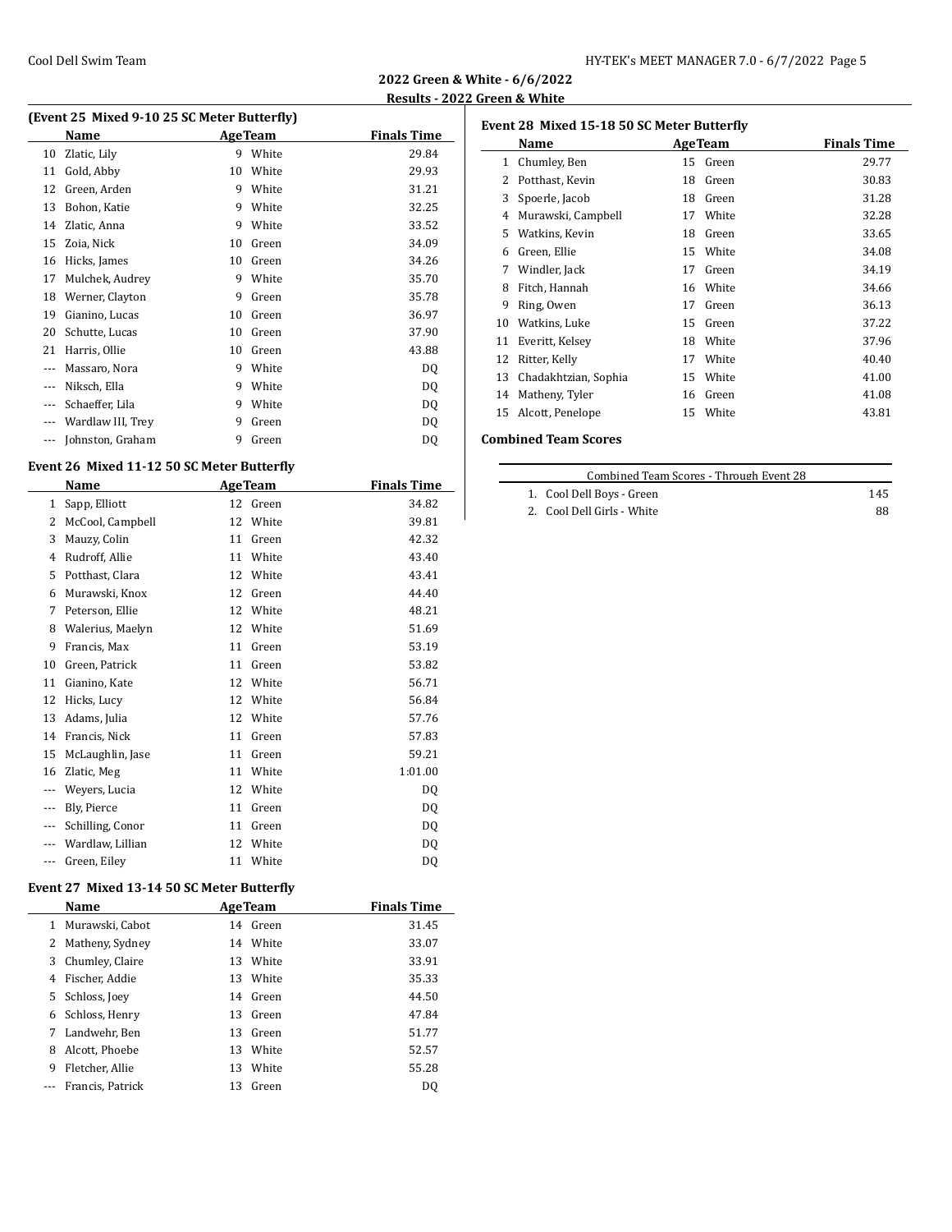2022 Green & White - 6/6/2022

Results - 2022 Green & White

### (Event 25 Mixed 9-10 25 SC Meter Butterfly)

| | Name | Age | Team | Finals Time |
|---|---|---|---|---|
| 10 | Zlatic, Lily | 9 | White | 29.84 |
| 11 | Gold, Abby | 10 | White | 29.93 |
| 12 | Green, Arden | 9 | White | 31.21 |
| 13 | Bohon, Katie | 9 | White | 32.25 |
| 14 | Zlatic, Anna | 9 | White | 33.52 |
| 15 | Zoia, Nick | 10 | Green | 34.09 |
| 16 | Hicks, James | 10 | Green | 34.26 |
| 17 | Mulchek, Audrey | 9 | White | 35.70 |
| 18 | Werner, Clayton | 9 | Green | 35.78 |
| 19 | Gianino, Lucas | 10 | Green | 36.97 |
| 20 | Schutte, Lucas | 10 | Green | 37.90 |
| 21 | Harris, Ollie | 10 | Green | 43.88 |
| --- | Massaro, Nora | 9 | White | DQ |
| --- | Niksch, Ella | 9 | White | DQ |
| --- | Schaeffer, Lila | 9 | White | DQ |
| --- | Wardlaw III, Trey | 9 | Green | DQ |
| --- | Johnston, Graham | 9 | Green | DQ |

### Event 26 Mixed 11-12 50 SC Meter Butterfly

| | Name | Age | Team | Finals Time |
|---|---|---|---|---|
| 1 | Sapp, Elliott | 12 | Green | 34.82 |
| 2 | McCool, Campbell | 12 | White | 39.81 |
| 3 | Mauzy, Colin | 11 | Green | 42.32 |
| 4 | Rudroff, Allie | 11 | White | 43.40 |
| 5 | Potthast, Clara | 12 | White | 43.41 |
| 6 | Murawski, Knox | 12 | Green | 44.40 |
| 7 | Peterson, Ellie | 12 | White | 48.21 |
| 8 | Walerius, Maelyn | 12 | White | 51.69 |
| 9 | Francis, Max | 11 | Green | 53.19 |
| 10 | Green, Patrick | 11 | Green | 53.82 |
| 11 | Gianino, Kate | 12 | White | 56.71 |
| 12 | Hicks, Lucy | 12 | White | 56.84 |
| 13 | Adams, Julia | 12 | White | 57.76 |
| 14 | Francis, Nick | 11 | Green | 57.83 |
| 15 | McLaughlin, Jase | 11 | Green | 59.21 |
| 16 | Zlatic, Meg | 11 | White | 1:01.00 |
| --- | Weyers, Lucia | 12 | White | DQ |
| --- | Bly, Pierce | 11 | Green | DQ |
| --- | Schilling, Conor | 11 | Green | DQ |
| --- | Wardlaw, Lillian | 12 | White | DQ |
| --- | Green, Eiley | 11 | White | DQ |

### Event 27 Mixed 13-14 50 SC Meter Butterfly

| | Name | Age | Team | Finals Time |
|---|---|---|---|---|
| 1 | Murawski, Cabot | 14 | Green | 31.45 |
| 2 | Matheny, Sydney | 14 | White | 33.07 |
| 3 | Chumley, Claire | 13 | White | 33.91 |
| 4 | Fischer, Addie | 13 | White | 35.33 |
| 5 | Schloss, Joey | 14 | Green | 44.50 |
| 6 | Schloss, Henry | 13 | Green | 47.84 |
| 7 | Landwehr, Ben | 13 | Green | 51.77 |
| 8 | Alcott, Phoebe | 13 | White | 52.57 |
| 9 | Fletcher, Allie | 13 | White | 55.28 |
| --- | Francis, Patrick | 13 | Green | DQ |

### Event 28 Mixed 15-18 50 SC Meter Butterfly

| | Name | Age | Team | Finals Time |
|---|---|---|---|---|
| 1 | Chumley, Ben | 15 | Green | 29.77 |
| 2 | Potthast, Kevin | 18 | Green | 30.83 |
| 3 | Spoerle, Jacob | 18 | Green | 31.28 |
| 4 | Murawski, Campbell | 17 | White | 32.28 |
| 5 | Watkins, Kevin | 18 | Green | 33.65 |
| 6 | Green, Ellie | 15 | White | 34.08 |
| 7 | Windler, Jack | 17 | Green | 34.19 |
| 8 | Fitch, Hannah | 16 | White | 34.66 |
| 9 | Ring, Owen | 17 | Green | 36.13 |
| 10 | Watkins, Luke | 15 | Green | 37.22 |
| 11 | Everitt, Kelsey | 18 | White | 37.96 |
| 12 | Ritter, Kelly | 17 | White | 40.40 |
| 13 | Chadakhtzian, Sophia | 15 | White | 41.00 |
| 14 | Matheny, Tyler | 16 | Green | 41.08 |
| 15 | Alcott, Penelope | 15 | White | 43.81 |

### Combined Team Scores

| Combined Team Scores - Through Event 28 | |
|---|---|
| 1. Cool Dell Boys - Green | 145 |
| 2. Cool Dell Girls - White | 88 |